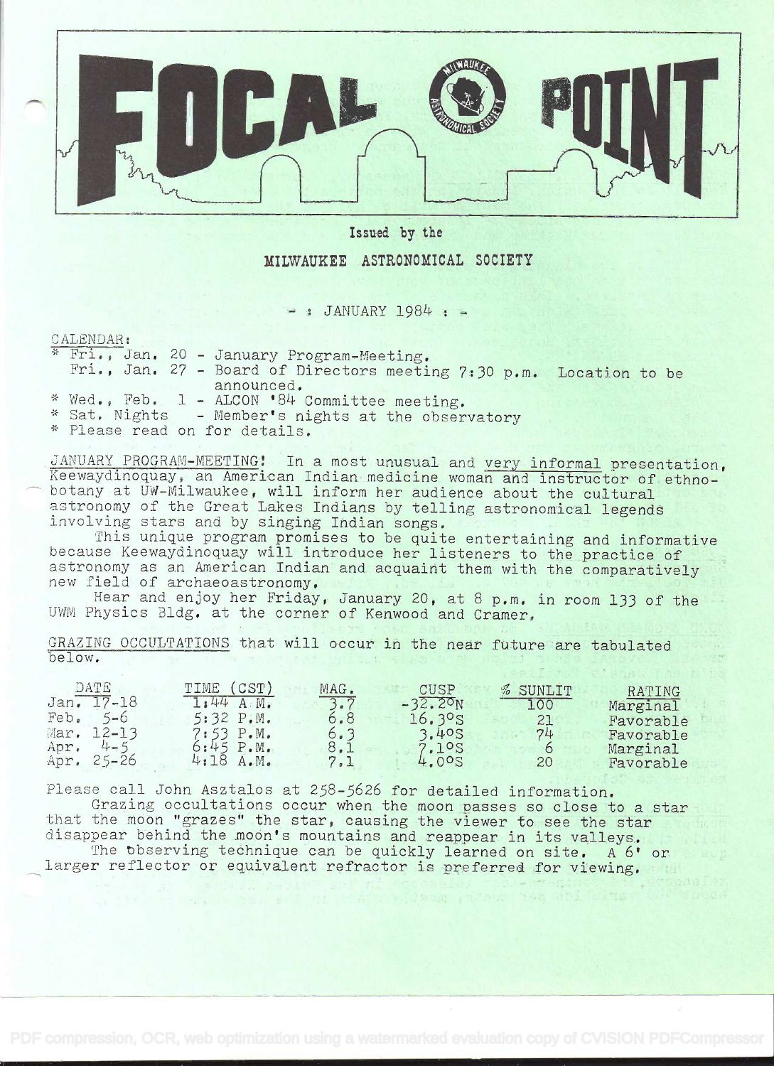# FOCAL POINT

Issued by the

## MILWAUKEE ASTRONOMICAL SOCIETY

- : JANUARY 1984 : -

CALENDAR:

* Fri., Jan. 20 - January Program-Meeting.
  Fri., Jan. 27 - Board of Directors meeting 7:30 p.m. Location to be announced.
* Wed., Feb. 1 - ALCON '84 Committee meeting.
* Sat. Nights - Member's nights at the observatory
* Please read on for details.

JANUARY PROGRAM-MEETING! In a most unusual and very informal presentation, Keewaydinoquay, an American Indian medicine woman and instructor of ethnobotany at UW-Milwaukee, will inform her audience about the cultural astronomy of the Great Lakes Indians by telling astronomical legends involving stars and by singing Indian songs.

This unique program promises to be quite entertaining and informative because Keewaydinoquay will introduce her listeners to the practice of astronomy as an American Indian and acquaint them with the comparatively new field of archaeoastronomy.

Hear and enjoy her Friday, January 20, at 8 p.m. in room 133 of the UWM Physics Bldg. at the corner of Kenwood and Cramer.

GRAZING OCCULTATIONS that will occur in the near future are tabulated below.

| DATE | TIME (CST) | MAG. | CUSP | % SUNLIT | RATING |
|---|---|---|---|---|---|
| Jan. 17-18 | 1:44 A.M. | 3.7 | -32.2°N | 100 | Marginal |
| Feb. 5-6 | 5:32 P.M. | 6.8 | 16.3°S | 21 | Favorable |
| Mar. 12-13 | 7:53 P.M. | 6.3 | 3.4°S | 74 | Favorable |
| Apr. 4-5 | 6:45 P.M. | 8.1 | 7.1°S | 6 | Marginal |
| Apr. 25-26 | 4:18 A.M. | 7.1 | 4.0°S | 20 | Favorable |

Please call John Asztalos at 258-5626 for detailed information.

Grazing occultations occur when the moon passes so close to a star that the moon "grazes" the star, causing the viewer to see the star disappear behind the moon's mountains and reappear in its valleys.

The observing technique can be quickly learned on site. A 6" or larger reflector or equivalent refractor is preferred for viewing.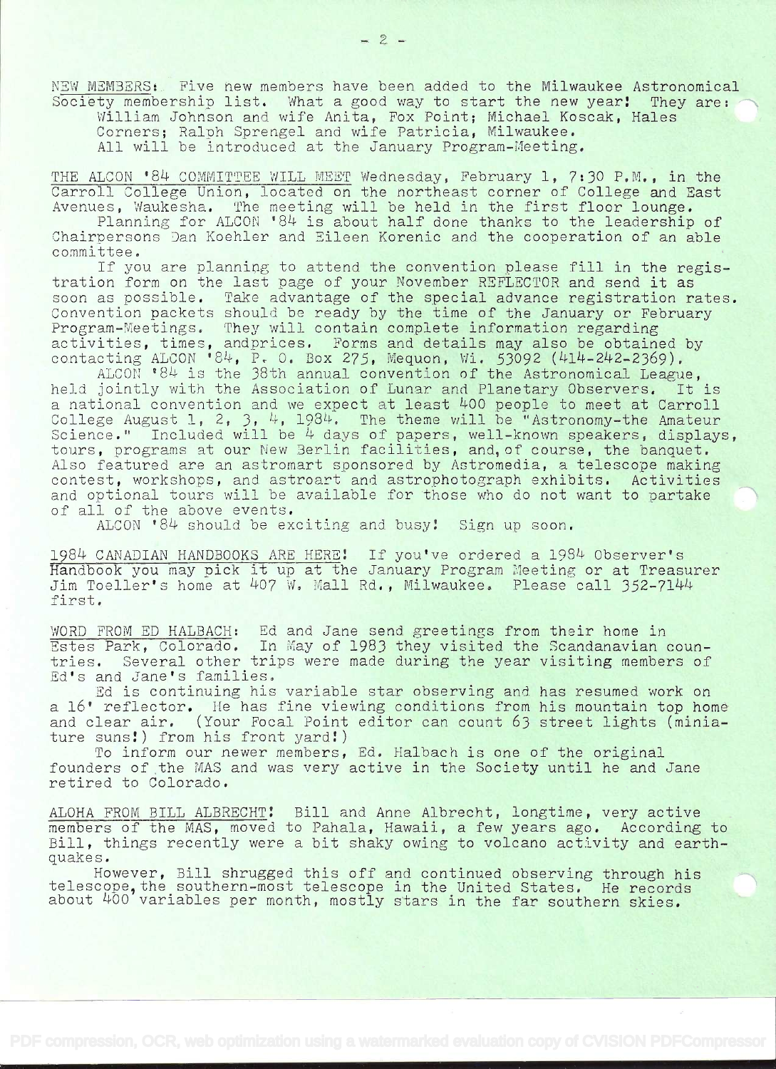NEW MEMBERS: Five new members have been added to the Milwaukee Astronomical Society membership list. What a good way to start the new year! They are: William Johnson and wife Anita, Fox Point; Michael Koscak, Hales Corners; Ralph Sprengel and wife Patricia, Milwaukee. All will be introduced at the January Program-Meeting.

THE ALCON '84 COMMITTEE WILL MEET Wednesday, February 1, 7:30 P.M., in the Carroll College Union, located on the northeast corner of College and East Avenues, Waukesha. The meeting will be held in the first floor lounge.

Planning for ALCON '84 is about half done thanks to the leadership of Chairpersons Dan Koehler and Eileen Korenic and the cooperation of an able committee.

If you are planning to attend the convention please fill in the registration form on the last page of your November REFLECTOR and send it as soon as possible. Take advantage of the special advance registration rates. Convention packets should be ready by the time of the January or February Program-Meetings. They will contain complete information regarding activities, times, andprices. Forms and details may also be obtained by contacting ALCON '84, P. O. Box 275, Mequon, Wi. 53092 (414-242-2369).

ALCON '84 is the 38th annual convention of the Astronomical League, held jointly with the Association of Lunar and Planetary Observers. It is a national convention and we expect at least 400 people to meet at Carroll College August 1, 2, 3, 4, 1984. The theme will be "Astronomy-the Amateur Science." Included will be 4 days of papers, well-known speakers, displays, tours, programs at our New Berlin facilities, and, of course, the banquet. Also featured are an astromart sponsored by Astromedia, a telescope making contest, workshops, and astroart and astrophotograph exhibits. Activities and optional tours will be available for those who do not want to partake of all of the above events.

ALCON '84 should be exciting and busy! Sign up soon.

1984 CANADIAN HANDBOOKS ARE HERE! If you've ordered a 1984 Observer's Handbook you may pick it up at the January Program Meeting or at Treasurer Jim Toeller's home at 407 W. Mall Rd., Milwaukee. Please call 352-7144 first.

WORD FROM ED HALBACH: Ed and Jane send greetings from their home in Estes Park, Colorado. In May of 1983 they visited the Scandanavian countries. Several other trips were made during the year visiting members of Ed's and Jane's families.

Ed is continuing his variable star observing and has resumed work on a 16' reflector. He has fine viewing conditions from his mountain top home and clear air. (Your Focal Point editor can count 63 street lights (miniature suns!) from his front yard!)

To inform our newer members, Ed. Halbach is one of the original founders of the MAS and was very active in the Society until he and Jane retired to Colorado.

ALOHA FROM BILL ALBRECHT! Bill and Anne Albrecht, longtime, very active members of the MAS, moved to Pahala, Hawaii, a few years ago. According to Bill, things recently were a bit shaky owing to volcano activity and earthquakes.

However, Bill shrugged this off and continued observing through his telescope, the southern-most telescope in the United States. He records about 400 variables per month, mostly stars in the far southern skies.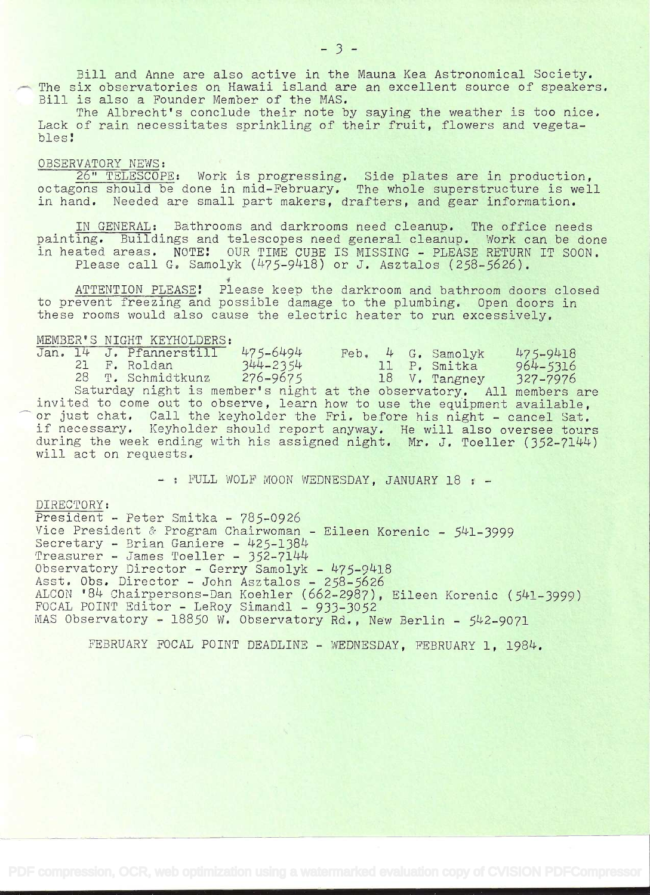Bill and Anne are also active in the Mauna Kea Astronomical Society. The six observatories on Hawaii island are an excellent source of speakers. Bill is also a Founder Member of the MAS.

The Albrecht's conclude their note by saying the weather is too nice. Lack of rain necessitates sprinkling of their fruit, flowers and vegetables!

## OBSERVATORY NEWS:

26" TELESCOPE: Work is progressing. Side plates are in production, octagons should be done in mid-February. The whole superstructure is well in hand. Needed are small part makers, drafters, and gear information.

IN GENERAL: Bathrooms and darkrooms need cleanup. The office needs painting. Buildings and telescopes need general cleanup. Work can be done in heated areas. NOTE! OUR TIME CUBE IS MISSING - PLEASE RETURN IT SOON. Please call G. Samolyk (475-9418) or J. Asztalos (258-5626).

ATTENTION PLEASE! Please keep the darkroom and bathroom doors closed to prevent freezing and possible damage to the plumbing. Open doors in these rooms would also cause the electric heater to run excessively.

## MEMBER'S NIGHT KEYHOLDERS:

| | | | | | |
|---|---|---|---|---|---|
| Jan. 14 | J. Pfannerstill | 475-6494 | Feb. 4 | G. Samolyk | 475-9418 |
| 21 | F. Roldan | 344-2354 | 11 | P. Smitka | 964-5316 |
| 28 | T. Schmidtkunz | 276-9675 | 18 | V. Tangney | 327-7976 |

Saturday night is member's night at the observatory. All members are invited to come out to observe, learn how to use the equipment available, or just chat. Call the keyholder the Fri. before his night - cancel Sat. if necessary. Keyholder should report anyway. He will also oversee tours during the week ending with his assigned night. Mr. J. Toeller (352-7144) will act on requests.

- : FULL WOLF MOON WEDNESDAY, JANUARY 18 : -

## DIRECTORY:

President - Peter Smitka - 785-0926
Vice President & Program Chairwoman - Eileen Korenic - 541-3999
Secretary - Brian Ganiere - 425-1384
Treasurer - James Toeller - 352-7144
Observatory Director - Gerry Samolyk - 475-9418
Asst. Obs. Director - John Asztalos - 258-5626
ALCON '84 Chairpersons-Dan Koehler (662-2987), Eileen Korenic (541-3999)
FOCAL POINT Editor - LeRoy Simandl - 933-3052
MAS Observatory - 18850 W. Observatory Rd., New Berlin - 542-9071

FEBRUARY FOCAL POINT DEADLINE - WEDNESDAY, FEBRUARY 1, 1984.